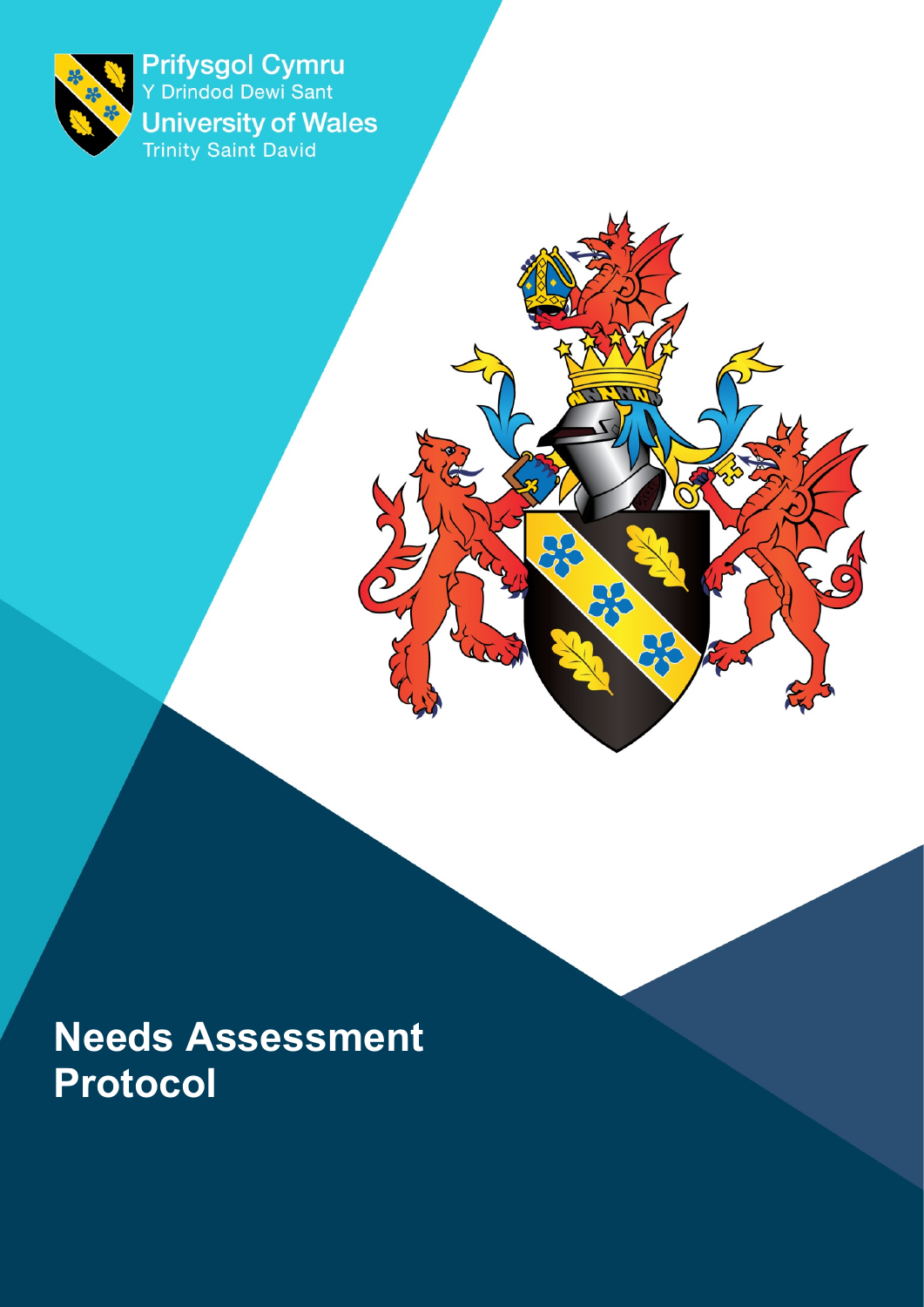Prifysgol Cymru
Y Drindod Dewi Sant
University of Wales
Trinity Saint David

# Needs Assessment Protocol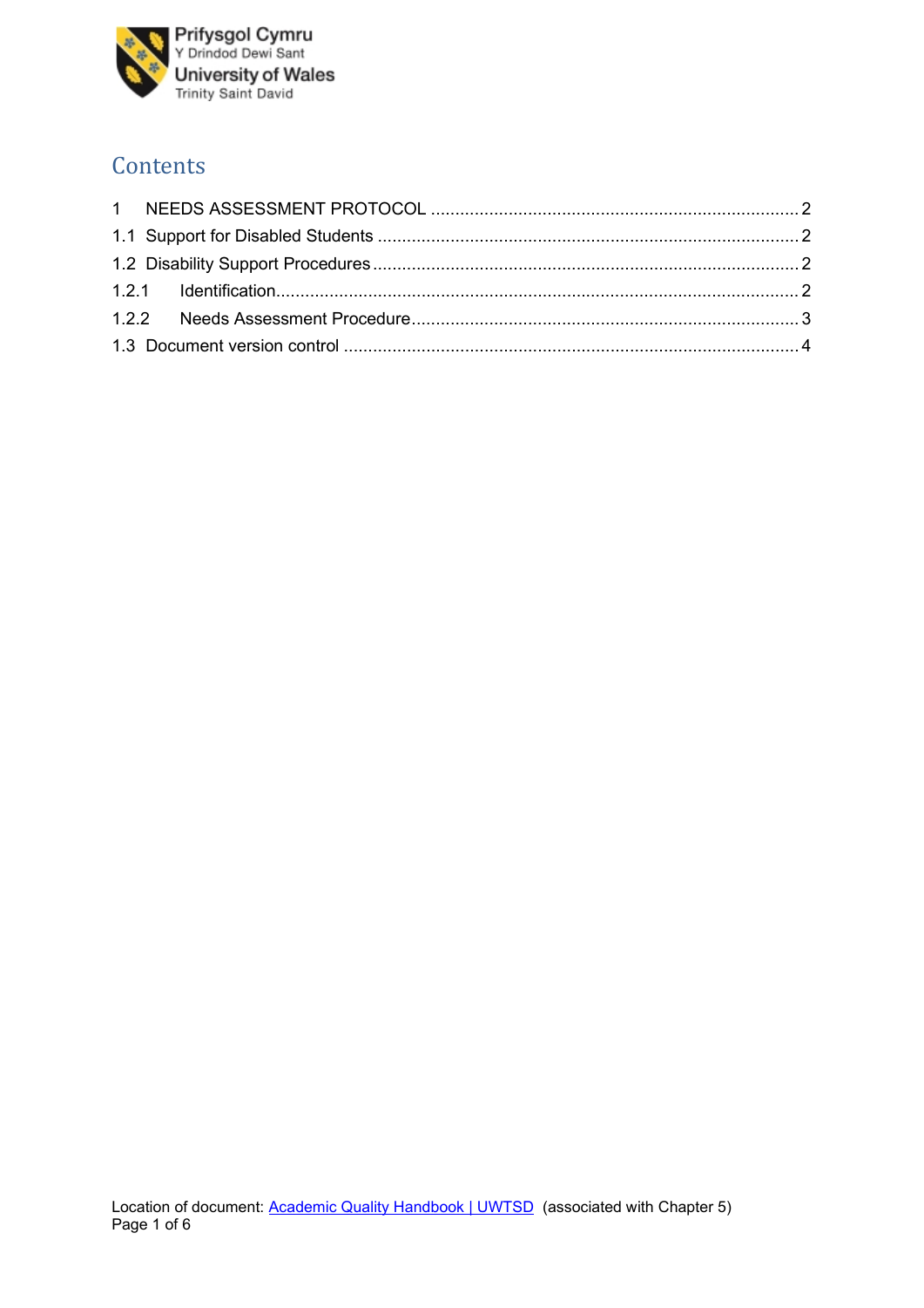# Contents

1 NEEDS ASSESSMENT PROTOCOL ........................................................................... 2
1.1 Support for Disabled Students ....................................................................... 2
1.2 Disability Support Procedures ........................................................................ 2
1.2.1 Identification ............................................................................................ 2
1.2.2 Needs Assessment Procedure ................................................................ 3
1.3 Document version control .............................................................................. 4

Location of document: [Academic Quality Handbook | UWTSD](Academic Quality Handbook | UWTSD) (associated with Chapter 5)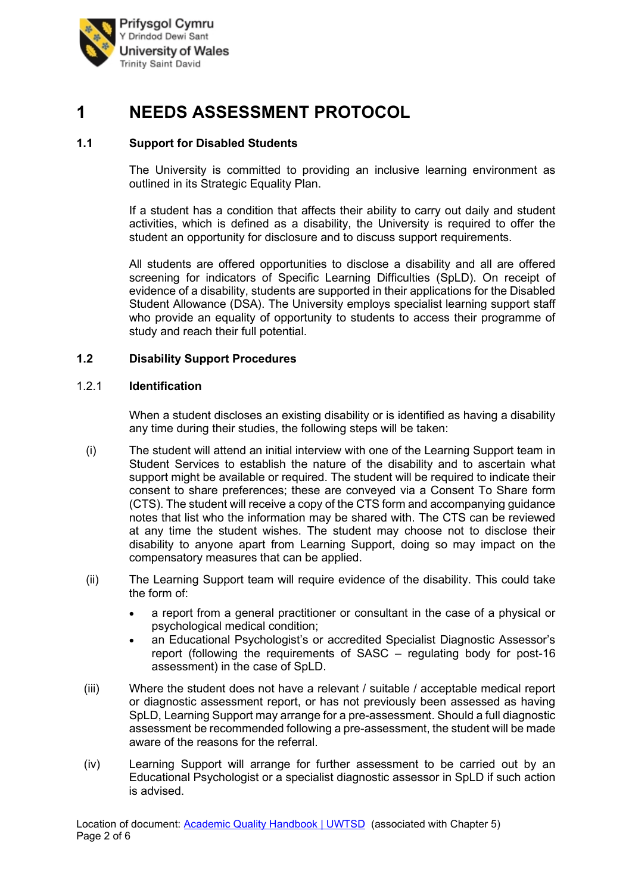# 1 NEEDS ASSESSMENT PROTOCOL

## 1.1 Support for Disabled Students

The University is committed to providing an inclusive learning environment as outlined in its Strategic Equality Plan.

If a student has a condition that affects their ability to carry out daily and student activities, which is defined as a disability, the University is required to offer the student an opportunity for disclosure and to discuss support requirements.

All students are offered opportunities to disclose a disability and all are offered screening for indicators of Specific Learning Difficulties (SpLD). On receipt of evidence of a disability, students are supported in their applications for the Disabled Student Allowance (DSA). The University employs specialist learning support staff who provide an equality of opportunity to students to access their programme of study and reach their full potential.

## 1.2 Disability Support Procedures

### 1.2.1 Identification

When a student discloses an existing disability or is identified as having a disability any time during their studies, the following steps will be taken:

(i) The student will attend an initial interview with one of the Learning Support team in Student Services to establish the nature of the disability and to ascertain what support might be available or required. The student will be required to indicate their consent to share preferences; these are conveyed via a Consent To Share form (CTS). The student will receive a copy of the CTS form and accompanying guidance notes that list who the information may be shared with. The CTS can be reviewed at any time the student wishes. The student may choose not to disclose their disability to anyone apart from Learning Support, doing so may impact on the compensatory measures that can be applied.

(ii) The Learning Support team will require evidence of the disability. This could take the form of:

- a report from a general practitioner or consultant in the case of a physical or psychological medical condition;
- an Educational Psychologist's or accredited Specialist Diagnostic Assessor's report (following the requirements of SASC – regulating body for post-16 assessment) in the case of SpLD.

(iii) Where the student does not have a relevant / suitable / acceptable medical report or diagnostic assessment report, or has not previously been assessed as having SpLD, Learning Support may arrange for a pre-assessment. Should a full diagnostic assessment be recommended following a pre-assessment, the student will be made aware of the reasons for the referral.

(iv) Learning Support will arrange for further assessment to be carried out by an Educational Psychologist or a specialist diagnostic assessor in SpLD if such action is advised.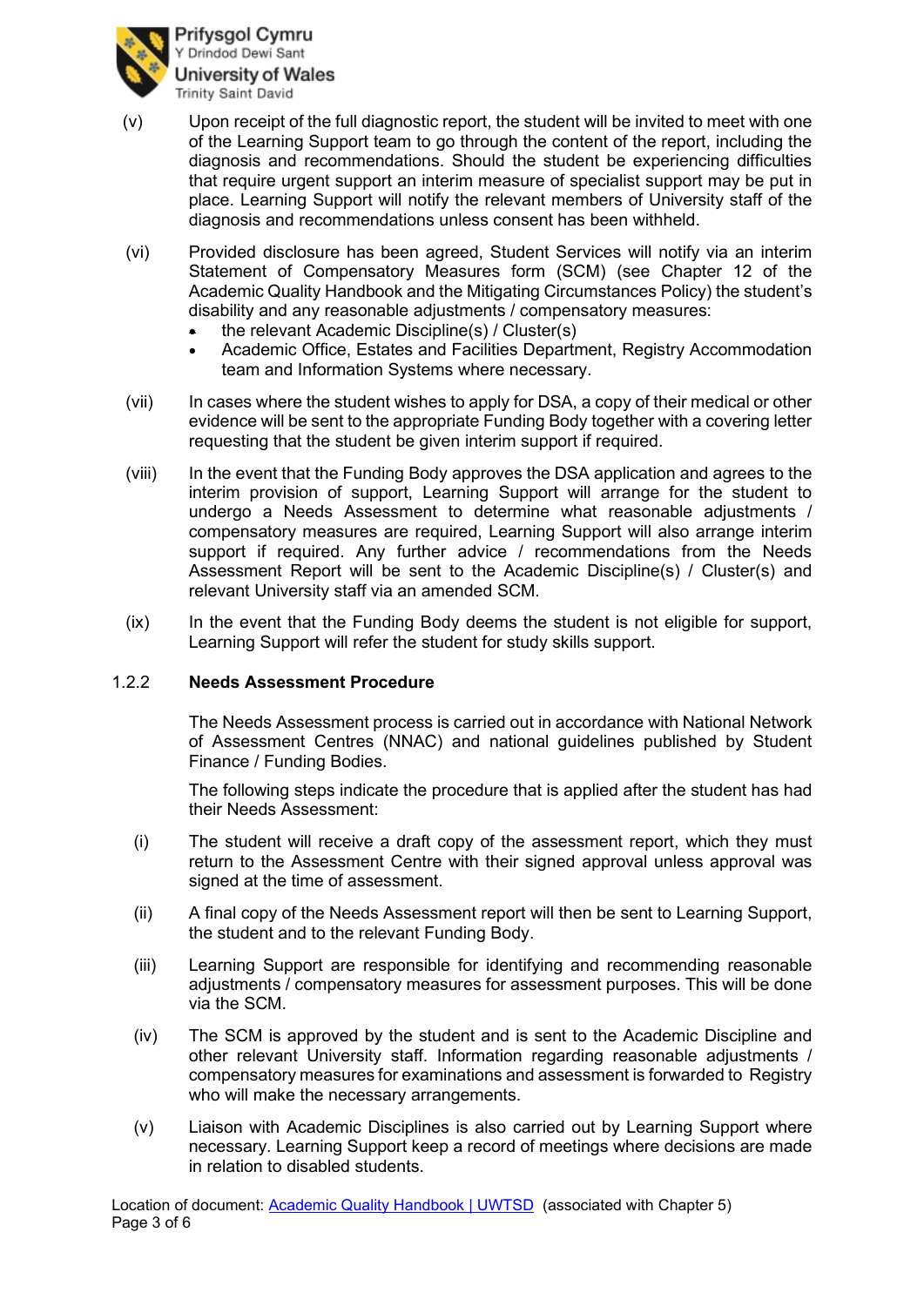(v) Upon receipt of the full diagnostic report, the student will be invited to meet with one of the Learning Support team to go through the content of the report, including the diagnosis and recommendations. Should the student be experiencing difficulties that require urgent support an interim measure of specialist support may be put in place. Learning Support will notify the relevant members of University staff of the diagnosis and recommendations unless consent has been withheld.

(vi) Provided disclosure has been agreed, Student Services will notify via an interim Statement of Compensatory Measures form (SCM) (see Chapter 12 of the Academic Quality Handbook and the Mitigating Circumstances Policy) the student's disability and any reasonable adjustments / compensatory measures:

- the relevant Academic Discipline(s) / Cluster(s)
- Academic Office, Estates and Facilities Department, Registry Accommodation team and Information Systems where necessary.

(vii) In cases where the student wishes to apply for DSA, a copy of their medical or other evidence will be sent to the appropriate Funding Body together with a covering letter requesting that the student be given interim support if required.

(viii) In the event that the Funding Body approves the DSA application and agrees to the interim provision of support, Learning Support will arrange for the student to undergo a Needs Assessment to determine what reasonable adjustments / compensatory measures are required, Learning Support will also arrange interim support if required. Any further advice / recommendations from the Needs Assessment Report will be sent to the Academic Discipline(s) / Cluster(s) and relevant University staff via an amended SCM.

(ix) In the event that the Funding Body deems the student is not eligible for support, Learning Support will refer the student for study skills support.

### 1.2.2 Needs Assessment Procedure

The Needs Assessment process is carried out in accordance with National Network of Assessment Centres (NNAC) and national guidelines published by Student Finance / Funding Bodies.

The following steps indicate the procedure that is applied after the student has had their Needs Assessment:

(i) The student will receive a draft copy of the assessment report, which they must return to the Assessment Centre with their signed approval unless approval was signed at the time of assessment.

(ii) A final copy of the Needs Assessment report will then be sent to Learning Support, the student and to the relevant Funding Body.

(iii) Learning Support are responsible for identifying and recommending reasonable adjustments / compensatory measures for assessment purposes. This will be done via the SCM.

(iv) The SCM is approved by the student and is sent to the Academic Discipline and other relevant University staff. Information regarding reasonable adjustments / compensatory measures for examinations and assessment is forwarded to Registry who will make the necessary arrangements.

(v) Liaison with Academic Disciplines is also carried out by Learning Support where necessary. Learning Support keep a record of meetings where decisions are made in relation to disabled students.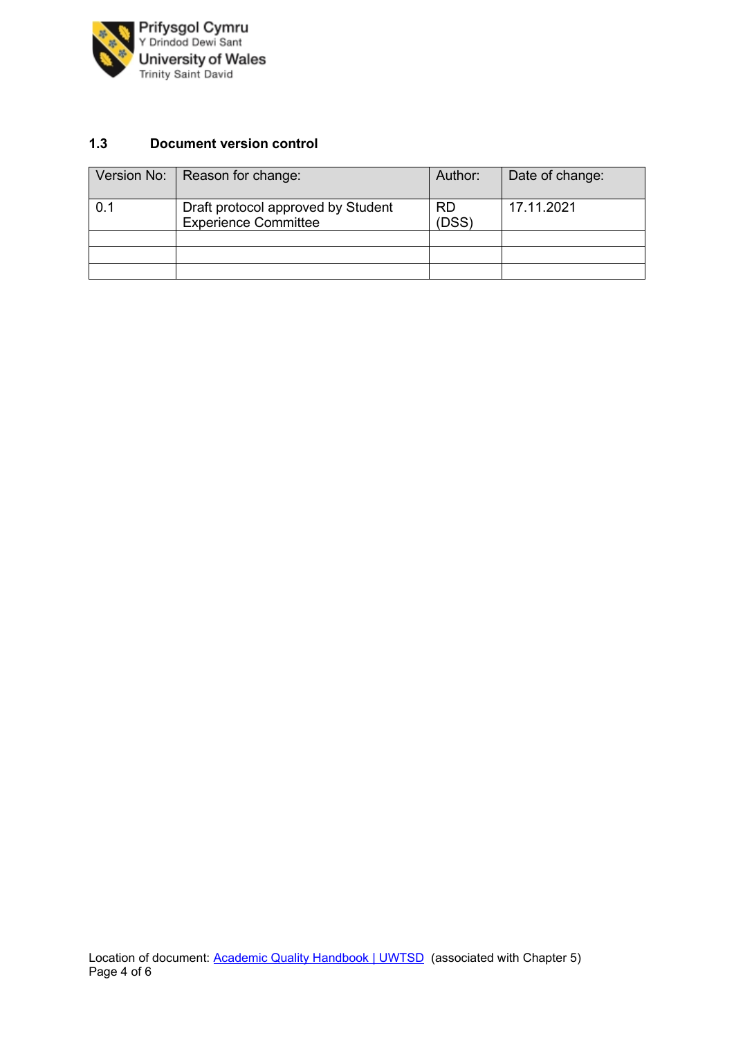### 1.3 Document version control

| Version No: | Reason for change: | Author: | Date of change: |
|---|---|---|---|
| 0.1 | Draft protocol approved by Student Experience Committee | RD (DSS) | 17.11.2021 |
| | | | |
| | | | |
| | | | |

Location of document: [Academic Quality Handbook | UWTSD]() (associated with Chapter 5)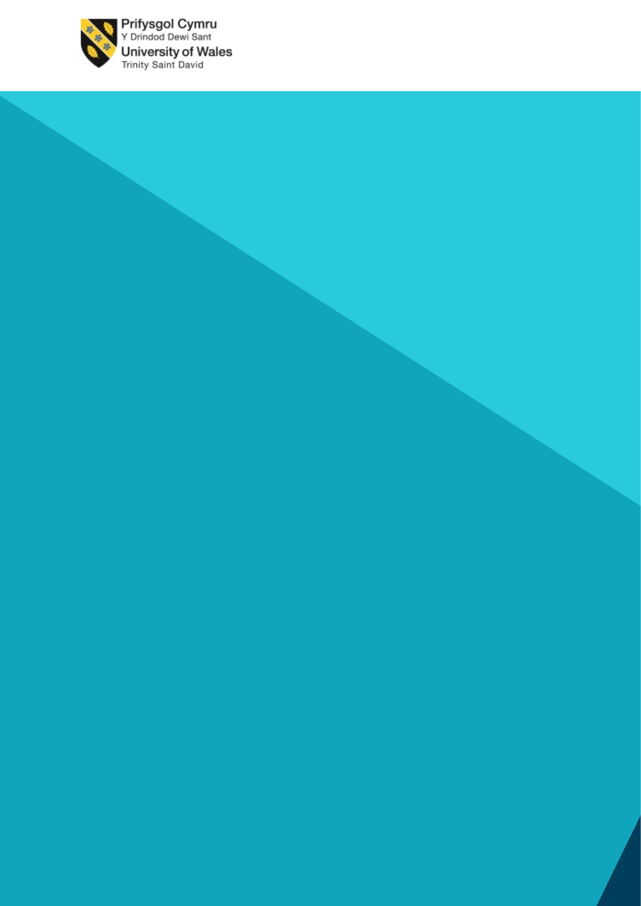Prifysgol Cymru
Y Drindod Dewi Sant
University of Wales
Trinity Saint David